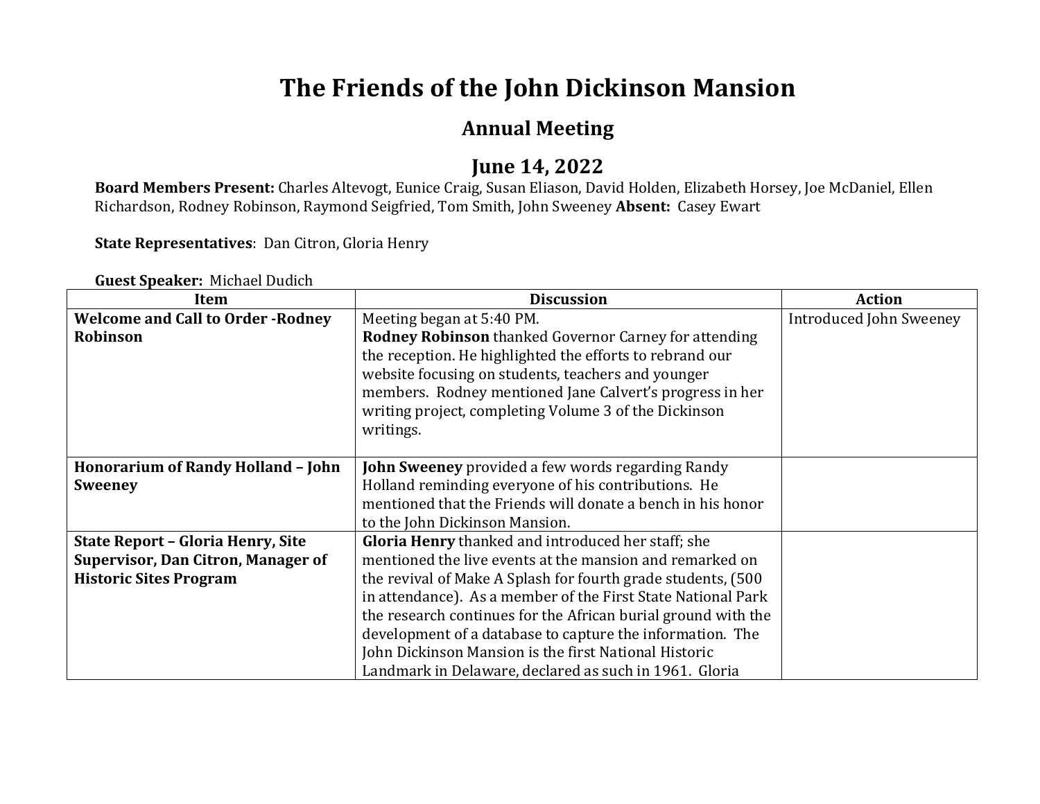# The Friends of the John Dickinson Mansion

## Annual Meeting

## June 14, 2022

**Board Members Present:** Charles Altevogt, Eunice Craig, Susan Eliason, David Holden, Elizabeth Horsey, Joe McDaniel, Ellen Richardson, Rodney Robinson, Raymond Seigfried, Tom Smith, John Sweeney **Absent:** Casey Ewart

**State Representatives**: Dan Citron, Gloria Henry

**Guest Speaker:** Michael Dudich

| Item | Discussion | Action |
|---|---|---|
| **Welcome and Call to Order -Rodney Robinson** | Meeting began at 5:40 PM. **Rodney Robinson** thanked Governor Carney for attending the reception. He highlighted the efforts to rebrand our website focusing on students, teachers and younger members. Rodney mentioned Jane Calvert's progress in her writing project, completing Volume 3 of the Dickinson writings. | Introduced John Sweeney |
| **Honorarium of Randy Holland – John Sweeney** | **John Sweeney** provided a few words regarding Randy Holland reminding everyone of his contributions. He mentioned that the Friends will donate a bench in his honor to the John Dickinson Mansion. | |
| **State Report – Gloria Henry, Site Supervisor, Dan Citron, Manager of Historic Sites Program** | **Gloria Henry** thanked and introduced her staff; she mentioned the live events at the mansion and remarked on the revival of Make A Splash for fourth grade students, (500 in attendance). As a member of the First State National Park the research continues for the African burial ground with the development of a database to capture the information. The John Dickinson Mansion is the first National Historic Landmark in Delaware, declared as such in 1961. Gloria | |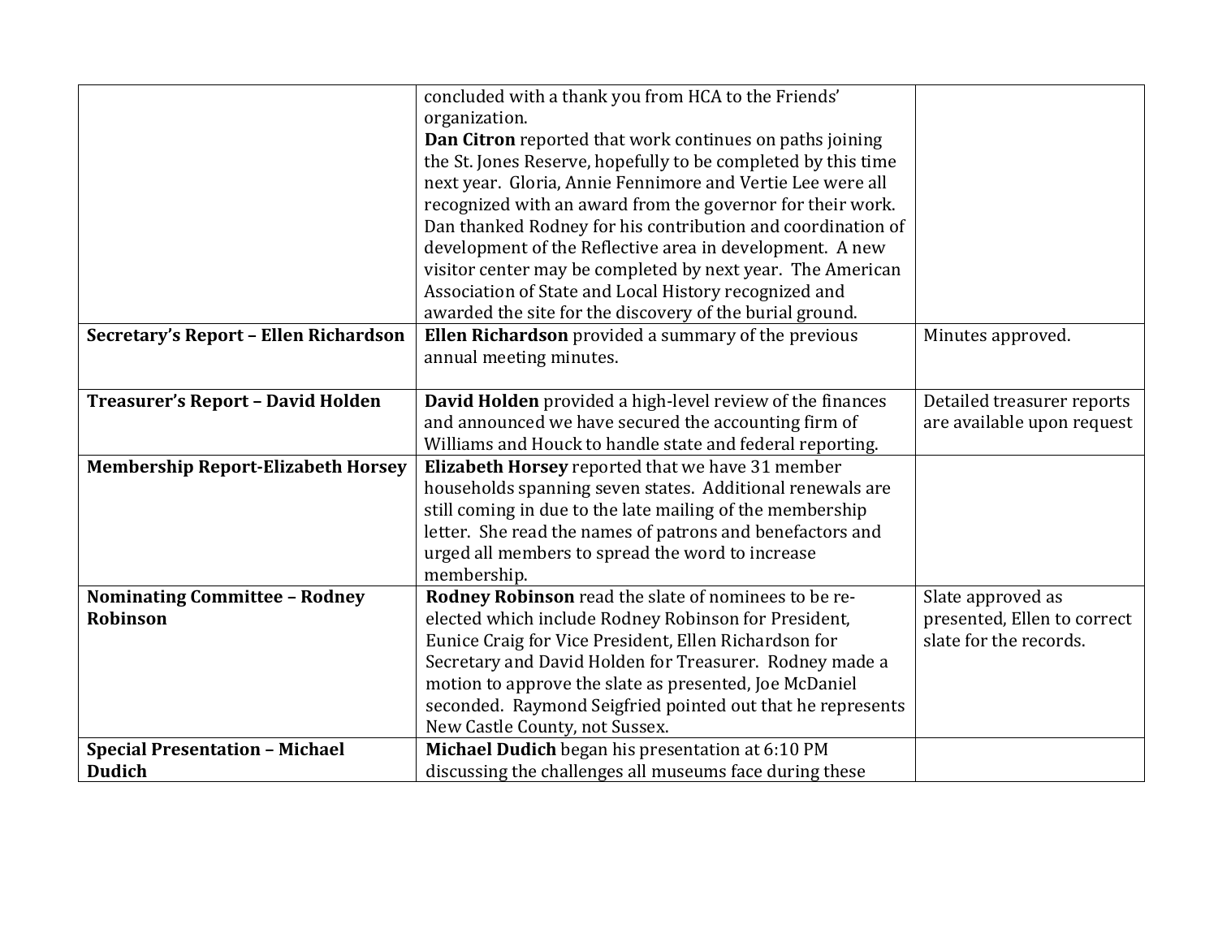| | | |
|---|---|---|
| | concluded with a thank you from HCA to the Friends' organization. **Dan Citron** reported that work continues on paths joining the St. Jones Reserve, hopefully to be completed by this time next year. Gloria, Annie Fennimore and Vertie Lee were all recognized with an award from the governor for their work. Dan thanked Rodney for his contribution and coordination of development of the Reflective area in development. A new visitor center may be completed by next year. The American Association of State and Local History recognized and awarded the site for the discovery of the burial ground. | |
| **Secretary's Report – Ellen Richardson** | **Ellen Richardson** provided a summary of the previous annual meeting minutes. | Minutes approved. |
| **Treasurer's Report – David Holden** | **David Holden** provided a high-level review of the finances and announced we have secured the accounting firm of Williams and Houck to handle state and federal reporting. | Detailed treasurer reports are available upon request |
| **Membership Report-Elizabeth Horsey** | **Elizabeth Horsey** reported that we have 31 member households spanning seven states. Additional renewals are still coming in due to the late mailing of the membership letter. She read the names of patrons and benefactors and urged all members to spread the word to increase membership. | |
| **Nominating Committee – Rodney Robinson** | **Rodney Robinson** read the slate of nominees to be re-elected which include Rodney Robinson for President, Eunice Craig for Vice President, Ellen Richardson for Secretary and David Holden for Treasurer. Rodney made a motion to approve the slate as presented, Joe McDaniel seconded. Raymond Seigfried pointed out that he represents New Castle County, not Sussex. | Slate approved as presented, Ellen to correct slate for the records. |
| **Special Presentation – Michael Dudich** | **Michael Dudich** began his presentation at 6:10 PM discussing the challenges all museums face during these | |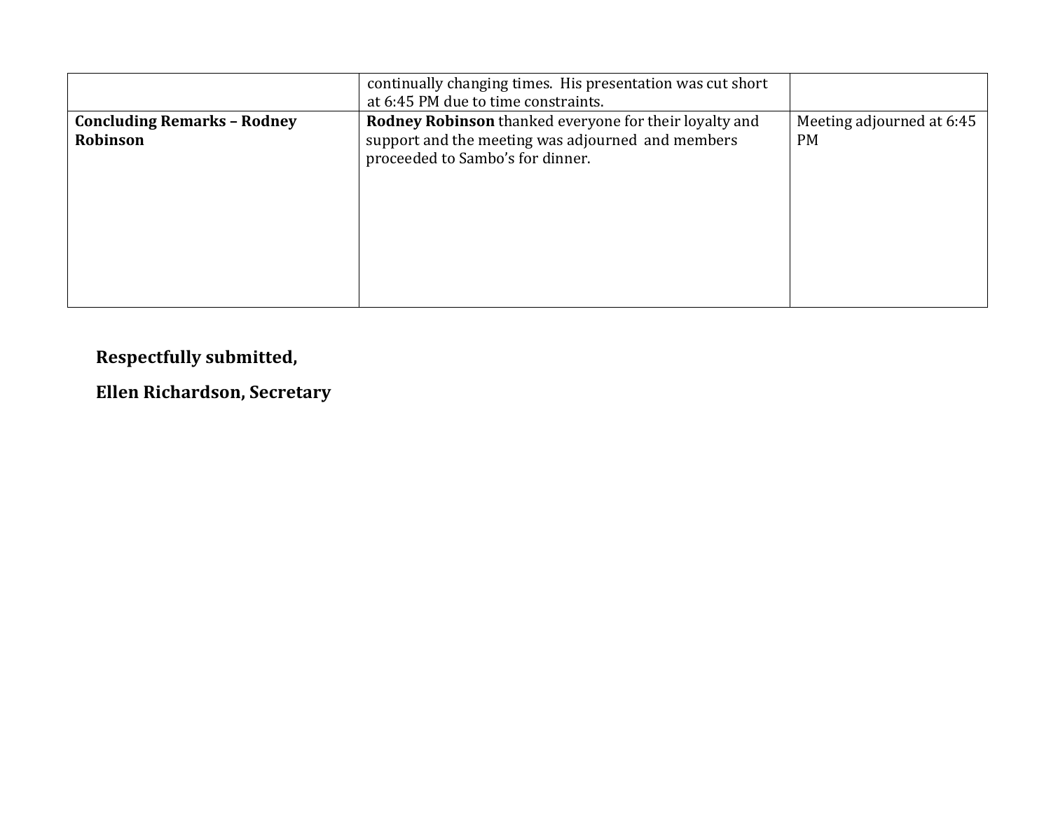| | | |
|---|---|---|
| | continually changing times. His presentation was cut short at 6:45 PM due to time constraints. | |
| **Concluding Remarks – Rodney Robinson** | **Rodney Robinson** thanked everyone for their loyalty and support and the meeting was adjourned and members proceeded to Sambo's for dinner. | Meeting adjourned at 6:45 PM |

**Respectfully submitted,**

**Ellen Richardson, Secretary**